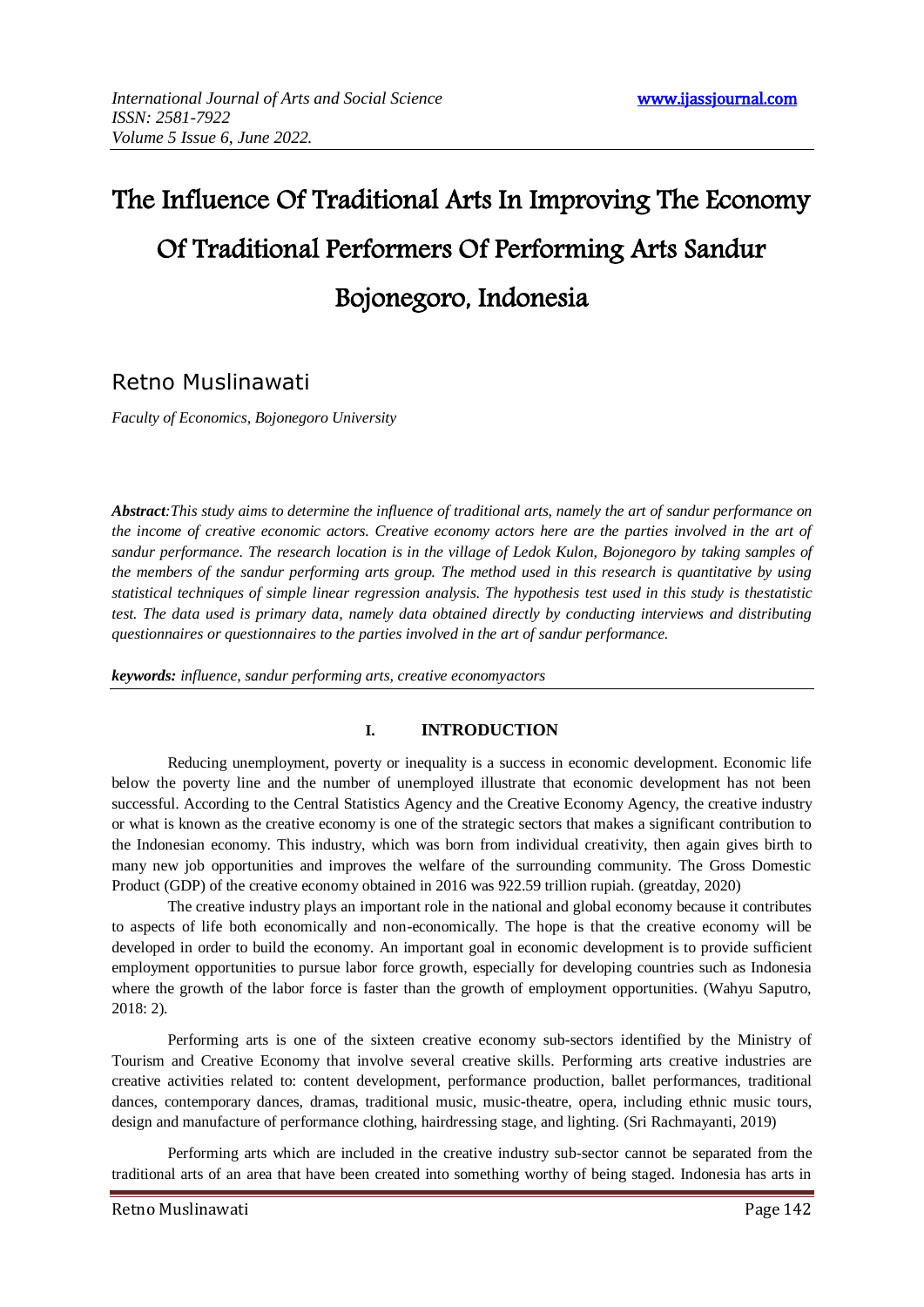# The Influence Of Traditional Arts In Improving The Economy Of Traditional Performers Of Performing Arts Sandur Bojonegoro, Indonesia

## Retno Muslinawati

*Faculty of Economics, Bojonegoro University*

***Abstract**:This study aims to determine the influence of traditional arts, namely the art of sandur performance on the income of creative economic actors. Creative economy actors here are the parties involved in the art of sandur performance. The research location is in the village of Ledok Kulon, Bojonegoro by taking samples of the members of the sandur performing arts group. The method used in this research is quantitative by using statistical techniques of simple linear regression analysis. The hypothesis test used in this study is thestatistic test. The data used is primary data, namely data obtained directly by conducting interviews and distributing questionnaires or questionnaires to the parties involved in the art of sandur performance.*

***keywords:** influence, sandur performing arts, creative economyactors*

## I. INTRODUCTION

Reducing unemployment, poverty or inequality is a success in economic development. Economic life below the poverty line and the number of unemployed illustrate that economic development has not been successful. According to the Central Statistics Agency and the Creative Economy Agency, the creative industry or what is known as the creative economy is one of the strategic sectors that makes a significant contribution to the Indonesian economy. This industry, which was born from individual creativity, then again gives birth to many new job opportunities and improves the welfare of the surrounding community. The Gross Domestic Product (GDP) of the creative economy obtained in 2016 was 922.59 trillion rupiah. (greatday, 2020)

The creative industry plays an important role in the national and global economy because it contributes to aspects of life both economically and non-economically. The hope is that the creative economy will be developed in order to build the economy. An important goal in economic development is to provide sufficient employment opportunities to pursue labor force growth, especially for developing countries such as Indonesia where the growth of the labor force is faster than the growth of employment opportunities. (Wahyu Saputro, 2018: 2).

Performing arts is one of the sixteen creative economy sub-sectors identified by the Ministry of Tourism and Creative Economy that involve several creative skills. Performing arts creative industries are creative activities related to: content development, performance production, ballet performances, traditional dances, contemporary dances, dramas, traditional music, music-theatre, opera, including ethnic music tours, design and manufacture of performance clothing, hairdressing stage, and lighting. (Sri Rachmayanti, 2019)

Performing arts which are included in the creative industry sub-sector cannot be separated from the traditional arts of an area that have been created into something worthy of being staged. Indonesia has arts in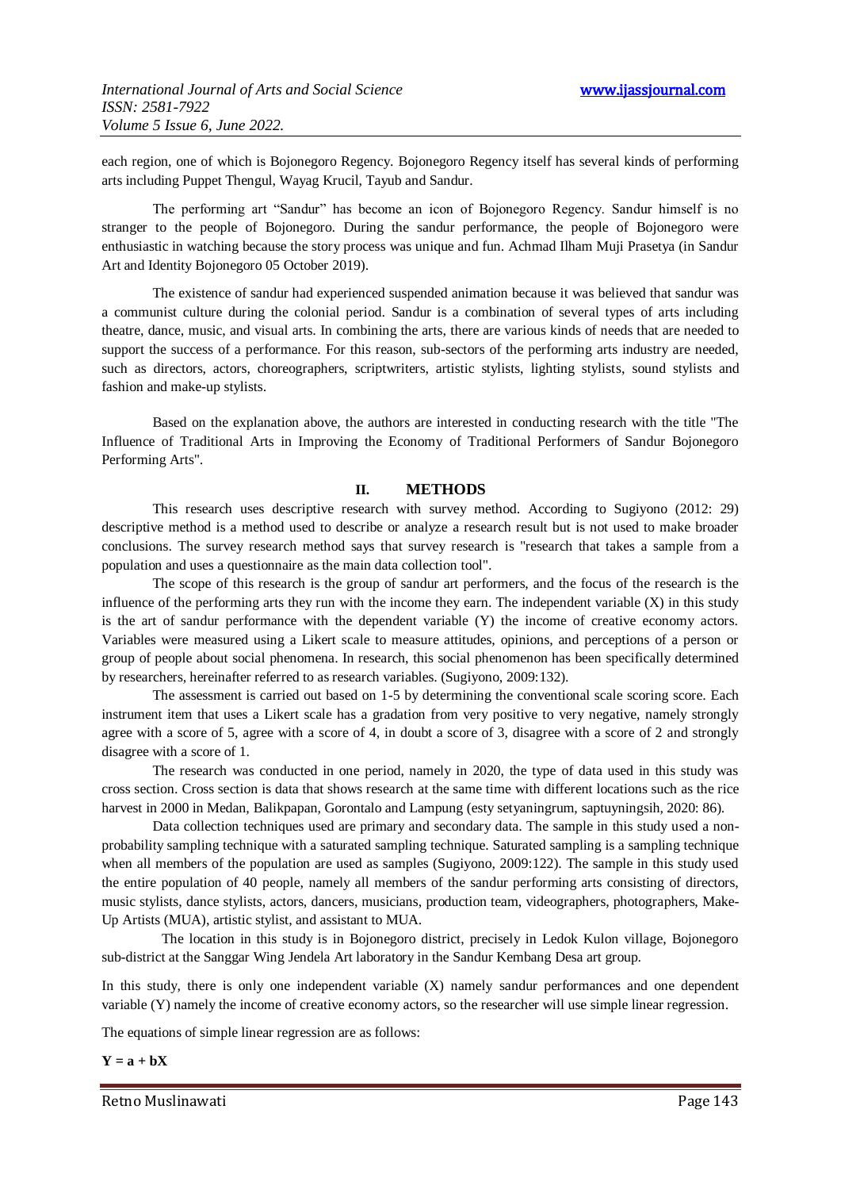each region, one of which is Bojonegoro Regency. Bojonegoro Regency itself has several kinds of performing arts including Puppet Thengul, Wayag Krucil, Tayub and Sandur.

The performing art "Sandur" has become an icon of Bojonegoro Regency. Sandur himself is no stranger to the people of Bojonegoro. During the sandur performance, the people of Bojonegoro were enthusiastic in watching because the story process was unique and fun. Achmad Ilham Muji Prasetya (in Sandur Art and Identity Bojonegoro 05 October 2019).

The existence of sandur had experienced suspended animation because it was believed that sandur was a communist culture during the colonial period. Sandur is a combination of several types of arts including theatre, dance, music, and visual arts. In combining the arts, there are various kinds of needs that are needed to support the success of a performance. For this reason, sub-sectors of the performing arts industry are needed, such as directors, actors, choreographers, scriptwriters, artistic stylists, lighting stylists, sound stylists and fashion and make-up stylists.

Based on the explanation above, the authors are interested in conducting research with the title "The Influence of Traditional Arts in Improving the Economy of Traditional Performers of Sandur Bojonegoro Performing Arts".

## II. METHODS

This research uses descriptive research with survey method. According to Sugiyono (2012: 29) descriptive method is a method used to describe or analyze a research result but is not used to make broader conclusions. The survey research method says that survey research is "research that takes a sample from a population and uses a questionnaire as the main data collection tool".

The scope of this research is the group of sandur art performers, and the focus of the research is the influence of the performing arts they run with the income they earn. The independent variable (X) in this study is the art of sandur performance with the dependent variable (Y) the income of creative economy actors. Variables were measured using a Likert scale to measure attitudes, opinions, and perceptions of a person or group of people about social phenomena. In research, this social phenomenon has been specifically determined by researchers, hereinafter referred to as research variables. (Sugiyono, 2009:132).

The assessment is carried out based on 1-5 by determining the conventional scale scoring score. Each instrument item that uses a Likert scale has a gradation from very positive to very negative, namely strongly agree with a score of 5, agree with a score of 4, in doubt a score of 3, disagree with a score of 2 and strongly disagree with a score of 1.

The research was conducted in one period, namely in 2020, the type of data used in this study was cross section. Cross section is data that shows research at the same time with different locations such as the rice harvest in 2000 in Medan, Balikpapan, Gorontalo and Lampung (esty setyaningrum, saptuyningsih, 2020: 86).

Data collection techniques used are primary and secondary data. The sample in this study used a non-probability sampling technique with a saturated sampling technique. Saturated sampling is a sampling technique when all members of the population are used as samples (Sugiyono, 2009:122). The sample in this study used the entire population of 40 people, namely all members of the sandur performing arts consisting of directors, music stylists, dance stylists, actors, dancers, musicians, production team, videographers, photographers, Make-Up Artists (MUA), artistic stylist, and assistant to MUA.

The location in this study is in Bojonegoro district, precisely in Ledok Kulon village, Bojonegoro sub-district at the Sanggar Wing Jendela Art laboratory in the Sandur Kembang Desa art group.

In this study, there is only one independent variable (X) namely sandur performances and one dependent variable (Y) namely the income of creative economy actors, so the researcher will use simple linear regression.

The equations of simple linear regression are as follows:

$$Y = a + bX$$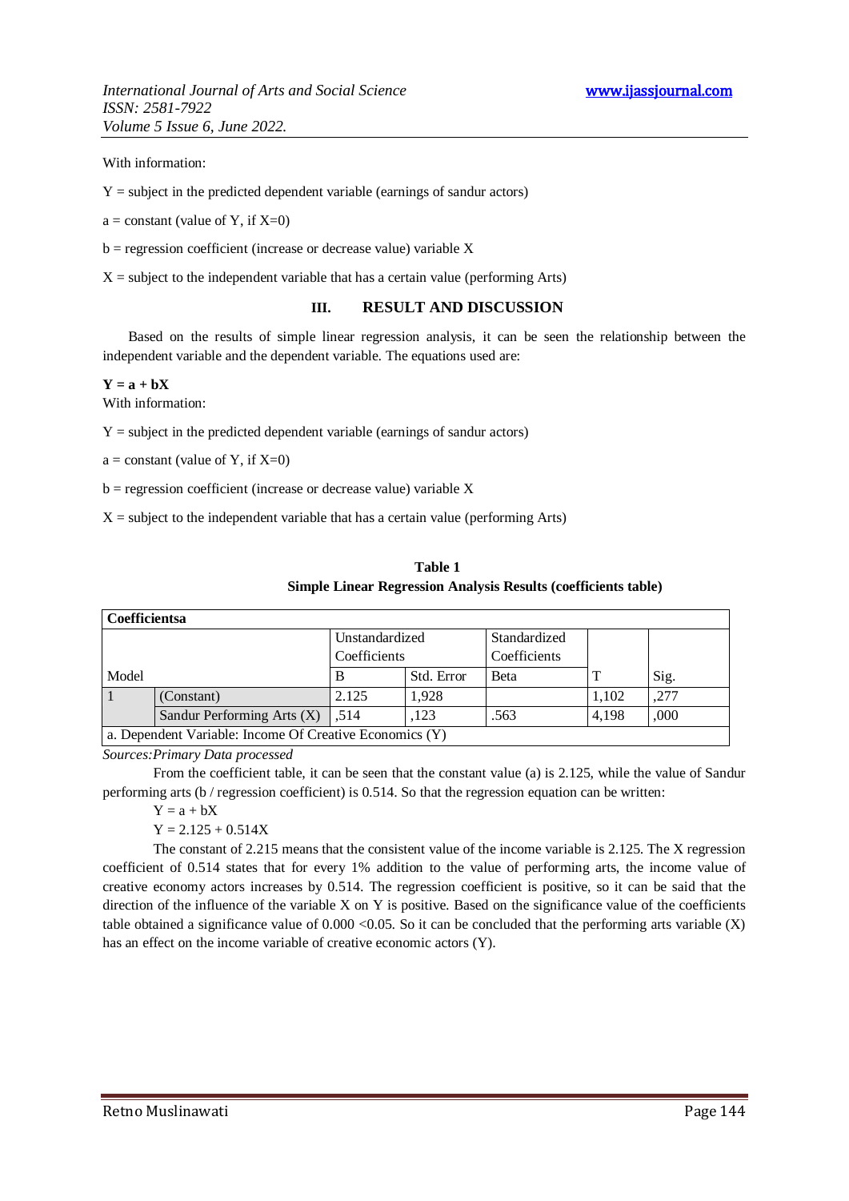With information:

Y = subject in the predicted dependent variable (earnings of sandur actors)

a = constant (value of Y, if X=0)

b = regression coefficient (increase or decrease value) variable X

X = subject to the independent variable that has a certain value (performing Arts)

## III. RESULT AND DISCUSSION

Based on the results of simple linear regression analysis, it can be seen the relationship between the independent variable and the dependent variable. The equations used are:

**Y = a + bX**

With information:

Y = subject in the predicted dependent variable (earnings of sandur actors)

a = constant (value of Y, if X=0)

b = regression coefficient (increase or decrease value) variable X

X = subject to the independent variable that has a certain value (performing Arts)

**Table 1**
**Simple Linear Regression Analysis Results (coefficients table)**

| Coefficientsa | | | | | | |
|---|---|---|---|---|---|---|
| | | Unstandardized Coefficients | | Standardized Coefficients | | |
| Model | | B | Std. Error | Beta | T | Sig. |
| 1 | (Constant) | 2.125 | 1,928 | | 1,102 | ,277 |
| | Sandur Performing Arts (X) | ,514 | ,123 | .563 | 4,198 | ,000 |
| a. Dependent Variable: Income Of Creative Economics (Y) | | | | | | |

*Sources:Primary Data processed*

From the coefficient table, it can be seen that the constant value (a) is 2.125, while the value of Sandur performing arts (b / regression coefficient) is 0.514. So that the regression equation can be written:

Y = a + bX

Y = 2.125 + 0.514X

The constant of 2.215 means that the consistent value of the income variable is 2.125. The X regression coefficient of 0.514 states that for every 1% addition to the value of performing arts, the income value of creative economy actors increases by 0.514. The regression coefficient is positive, so it can be said that the direction of the influence of the variable X on Y is positive. Based on the significance value of the coefficients table obtained a significance value of 0.000 <0.05. So it can be concluded that the performing arts variable (X) has an effect on the income variable of creative economic actors (Y).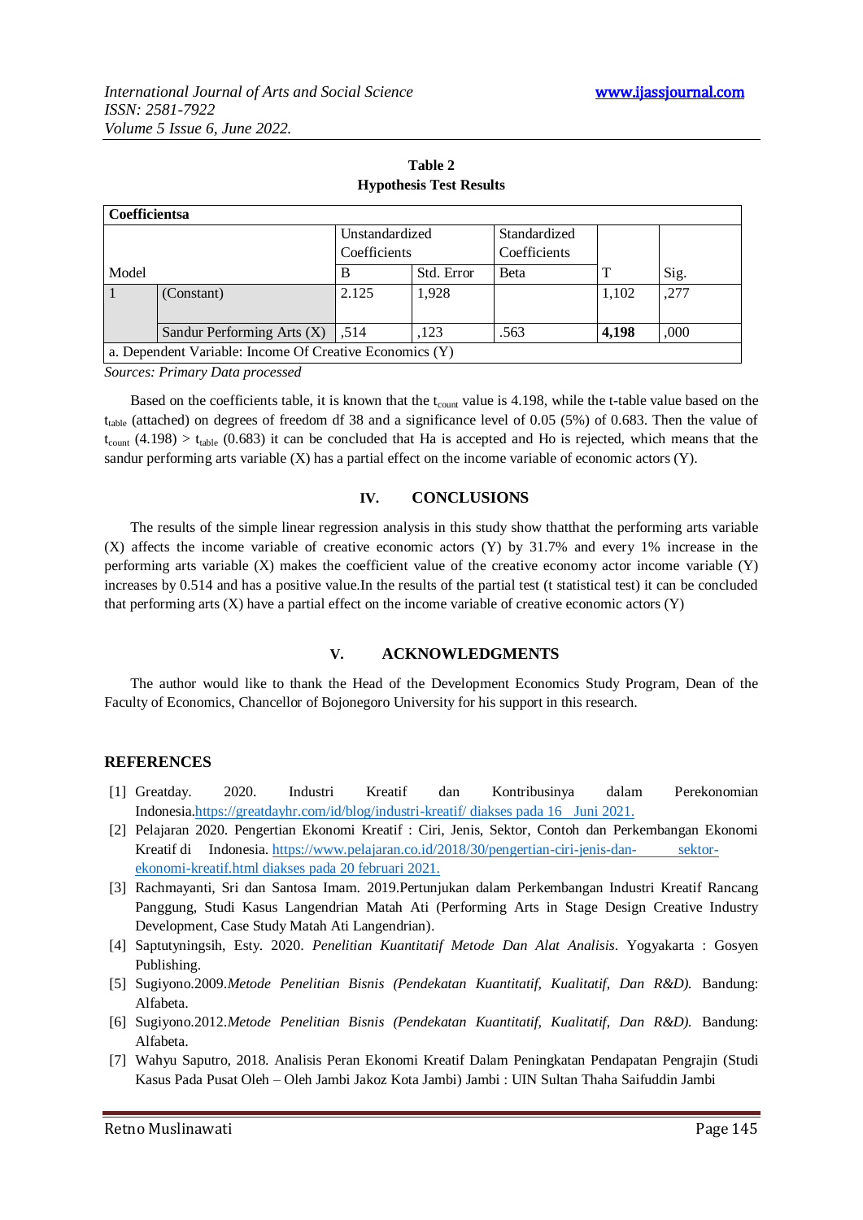**Table 2**
**Hypothesis Test Results**

| Coefficientsa | | | | | | |
|---|---|---|---|---|---|---|
| | | Unstandardized Coefficients | | Standardized Coefficients | | |
| Model | | B | Std. Error | Beta | T | Sig. |
| 1 | (Constant) | 2.125 | 1,928 | | 1,102 | ,277 |
| | Sandur Performing Arts (X) | ,514 | ,123 | .563 | **4,198** | ,000 |
| a. Dependent Variable: Income Of Creative Economics (Y) | | | | | | |

*Sources: Primary Data processed*

Based on the coefficients table, it is known that the $t_{count}$ value is 4.198, while the t-table value based on the $t_{table}$ (attached) on degrees of freedom df 38 and a significance level of 0.05 (5%) of 0.683. Then the value of $t_{count}$ (4.198) > $t_{table}$ (0.683) it can be concluded that Ha is accepted and Ho is rejected, which means that the sandur performing arts variable (X) has a partial effect on the income variable of economic actors (Y).

## IV. CONCLUSIONS

The results of the simple linear regression analysis in this study show thatthat the performing arts variable (X) affects the income variable of creative economic actors (Y) by 31.7% and every 1% increase in the performing arts variable (X) makes the coefficient value of the creative economy actor income variable (Y) increases by 0.514 and has a positive value.In the results of the partial test (t statistical test) it can be concluded that performing arts (X) have a partial effect on the income variable of creative economic actors (Y)

## V. ACKNOWLEDGMENTS

The author would like to thank the Head of the Development Economics Study Program, Dean of the Faculty of Economics, Chancellor of Bojonegoro University for his support in this research.

## REFERENCES

[1] Greatday. 2020. Industri Kreatif dan Kontribusinya dalam Perekonomian Indonesia.https://greatdayhr.com/id/blog/industri-kreatif/ diakses pada 16 Juni 2021.

[2] Pelajaran 2020. Pengertian Ekonomi Kreatif : Ciri, Jenis, Sektor, Contoh dan Perkembangan Ekonomi Kreatif di Indonesia. https://www.pelajaran.co.id/2018/30/pengertian-ciri-jenis-dan- sektor-ekonomi-kreatif.html diakses pada 20 februari 2021.

[3] Rachmayanti, Sri dan Santosa Imam. 2019.Pertunjukan dalam Perkembangan Industri Kreatif Rancang Panggung, Studi Kasus Langendrian Matah Ati (Performing Arts in Stage Design Creative Industry Development, Case Study Matah Ati Langendrian).

[4] Saptutyningsih, Esty. 2020. *Penelitian Kuantitatif Metode Dan Alat Analisis*. Yogyakarta : Gosyen Publishing.

[5] Sugiyono.2009.*Metode Penelitian Bisnis (Pendekatan Kuantitatif, Kualitatif, Dan R&D).* Bandung: Alfabeta.

[6] Sugiyono.2012.*Metode Penelitian Bisnis (Pendekatan Kuantitatif, Kualitatif, Dan R&D).* Bandung: Alfabeta.

[7] Wahyu Saputro, 2018. Analisis Peran Ekonomi Kreatif Dalam Peningkatan Pendapatan Pengrajin (Studi Kasus Pada Pusat Oleh – Oleh Jambi Jakoz Kota Jambi) Jambi : UIN Sultan Thaha Saifuddin Jambi